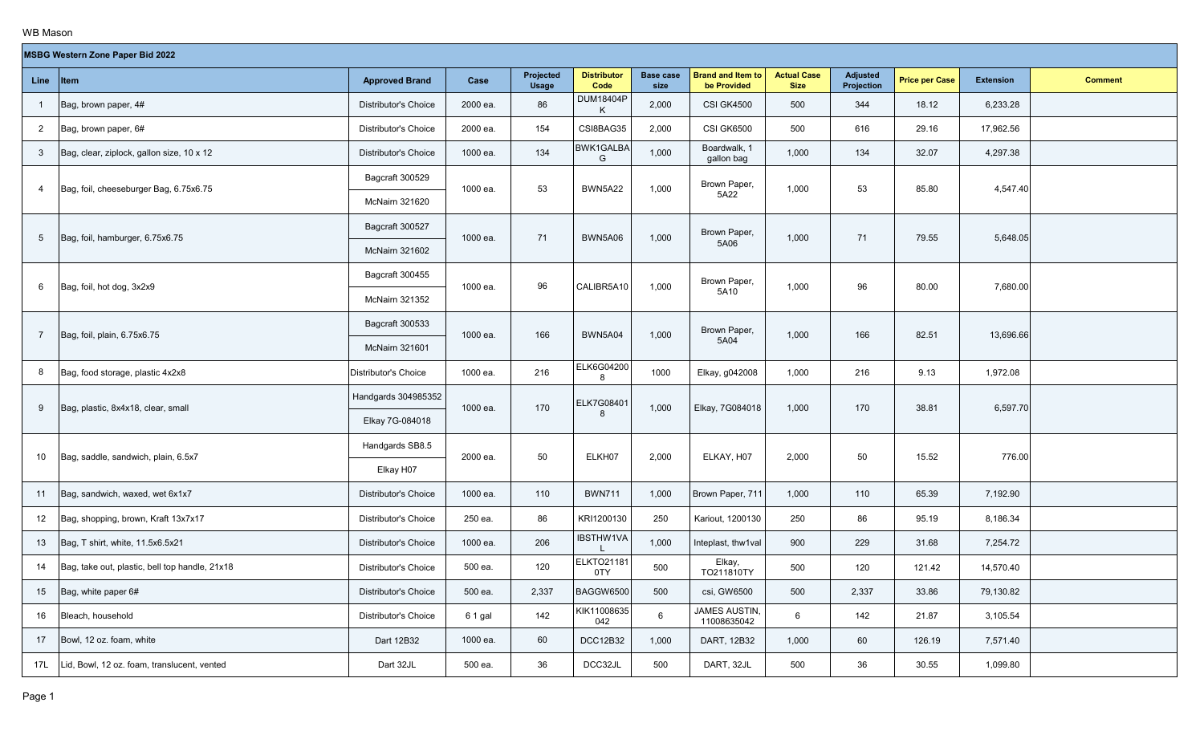WB Mason

| MSBG Western Zone Paper Bid 2022 | | | | | | | | | | | | | |
|---|---|---|---|---|---|---|---|---|---|---|---|---|---|
| **Line** | **Item** | **Approved Brand** | **Case** | **Projected Usage** | **Distributor Code** | **Base case size** | **Brand and Item to be Provided** | **Actual Case Size** | **Adjusted Projection** | **Price per Case** | **Extension** | **Comment** |
| 1 | Bag, brown paper, 4# | Distributor's Choice | 2000 ea. | 86 | DUM18404PK | 2,000 | CSI GK4500 | 500 | 344 | 18.12 | 6,233.28 | |
| 2 | Bag, brown paper, 6# | Distributor's Choice | 2000 ea. | 154 | CSI8BAG35 | 2,000 | CSI GK6500 | 500 | 616 | 29.16 | 17,962.56 | |
| 3 | Bag, clear, ziplock, gallon size, 10 x 12 | Distributor's Choice | 1000 ea. | 134 | BWK1GALBAG | 1,000 | Boardwalk, 1 gallon bag | 1,000 | 134 | 32.07 | 4,297.38 | |
| 4 | Bag, foil, cheeseburger Bag, 6.75x6.75 | Bagcraft 300529<br>McNairn 321620 | 1000 ea. | 53 | BWN5A22 | 1,000 | Brown Paper, 5A22 | 1,000 | 53 | 85.80 | 4,547.40 | |
| 5 | Bag, foil, hamburger, 6.75x6.75 | Bagcraft 300527<br>McNairn 321602 | 1000 ea. | 71 | BWN5A06 | 1,000 | Brown Paper, 5A06 | 1,000 | 71 | 79.55 | 5,648.05 | |
| 6 | Bag, foil, hot dog, 3x2x9 | Bagcraft 300455<br>McNairn 321352 | 1000 ea. | 96 | CALIBR5A10 | 1,000 | Brown Paper, 5A10 | 1,000 | 96 | 80.00 | 7,680.00 | |
| 7 | Bag, foil, plain, 6.75x6.75 | Bagcraft 300533<br>McNairn 321601 | 1000 ea. | 166 | BWN5A04 | 1,000 | Brown Paper, 5A04 | 1,000 | 166 | 82.51 | 13,696.66 | |
| 8 | Bag, food storage, plastic 4x2x8 | Distributor's Choice | 1000 ea. | 216 | ELK6G042008 | 1000 | Elkay, g042008 | 1,000 | 216 | 9.13 | 1,972.08 | |
| 9 | Bag, plastic, 8x4x18, clear, small | Handgards 304985352<br>Elkay 7G-084018 | 1000 ea. | 170 | ELK7G084018 | 1,000 | Elkay, 7G084018 | 1,000 | 170 | 38.81 | 6,597.70 | |
| 10 | Bag, saddle, sandwich, plain, 6.5x7 | Handgards SB8.5<br>Elkay H07 | 2000 ea. | 50 | ELKH07 | 2,000 | ELKAY, H07 | 2,000 | 50 | 15.52 | 776.00 | |
| 11 | Bag, sandwich, waxed, wet 6x1x7 | Distributor's Choice | 1000 ea. | 110 | BWN711 | 1,000 | Brown Paper, 711 | 1,000 | 110 | 65.39 | 7,192.90 | |
| 12 | Bag, shopping, brown, Kraft 13x7x17 | Distributor's Choice | 250 ea. | 86 | KRI1200130 | 250 | Kariout, 1200130 | 250 | 86 | 95.19 | 8,186.34 | |
| 13 | Bag, T shirt, white, 11.5x6.5x21 | Distributor's Choice | 1000 ea. | 206 | IBSTHW1VAL | 1,000 | Inteplast, thw1val | 900 | 229 | 31.68 | 7,254.72 | |
| 14 | Bag, take out, plastic, bell top handle, 21x18 | Distributor's Choice | 500 ea. | 120 | ELKTO211810TY | 500 | Elkay, TO211810TY | 500 | 120 | 121.42 | 14,570.40 | |
| 15 | Bag, white paper 6# | Distributor's Choice | 500 ea. | 2,337 | BAGGW6500 | 500 | csi, GW6500 | 500 | 2,337 | 33.86 | 79,130.82 | |
| 16 | Bleach, household | Distributor's Choice | 6 1 gal | 142 | KIK11008635042 | 6 | JAMES AUSTIN, 11008635042 | 6 | 142 | 21.87 | 3,105.54 | |
| 17 | Bowl, 12 oz. foam, white | Dart 12B32 | 1000 ea. | 60 | DCC12B32 | 1,000 | DART, 12B32 | 1,000 | 60 | 126.19 | 7,571.40 | |
| 17L | Lid, Bowl, 12 oz. foam, translucent, vented | Dart 32JL | 500 ea. | 36 | DCC32JL | 500 | DART, 32JL | 500 | 36 | 30.55 | 1,099.80 | |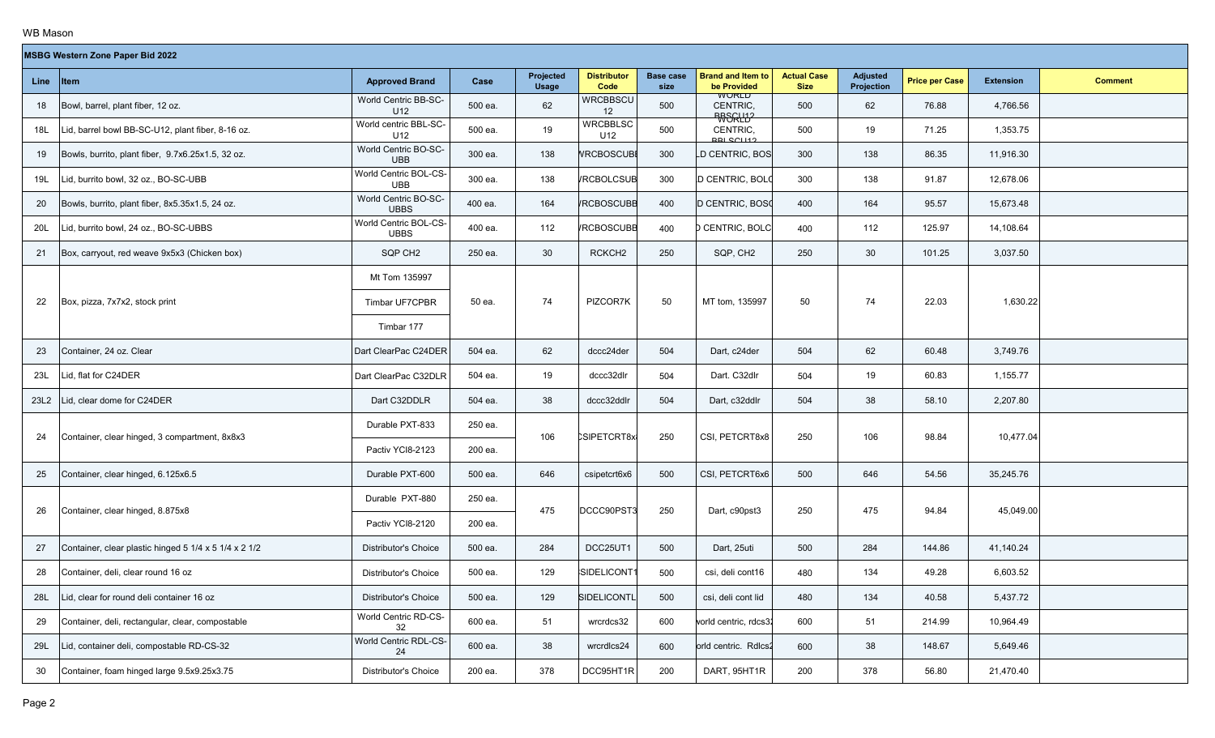WB Mason

| MSBG Western Zone Paper Bid 2022 | | | | | | | | | | | | |
|---|---|---|---|---|---|---|---|---|---|---|---|---|
| **Line** | **Item** | **Approved Brand** | **Case** | **Projected Usage** | **Distributor Code** | **Base case size** | **Brand and Item to be Provided** | **Actual Case Size** | **Adjusted Projection** | **Price per Case** | **Extension** | **Comment** |
| 18 | Bowl, barrel, plant fiber, 12 oz. | World Centric BB-SC-U12 | 500 ea. | 62 | WRCBBSCU12 | 500 | WORLD CENTRIC, BBSCU12 | 500 | 62 | 76.88 | 4,766.56 | |
| 18L | Lid, barrel bowl BB-SC-U12, plant fiber, 8-16 oz. | World centric BBL-SC-U12 | 500 ea. | 19 | WRCBBLSCU12 | 500 | WORLD CENTRIC, BBLSCU12 | 500 | 19 | 71.25 | 1,353.75 | |
| 19 | Bowls, burrito, plant fiber, 9.7x6.25x1.5, 32 oz. | World Centric BO-SC-UBB | 300 ea. | 138 | WRCBOSCUBB | 300 | LD CENTRIC, BOS | 300 | 138 | 86.35 | 11,916.30 | |
| 19L | Lid, burrito bowl, 32 oz., BO-SC-UBB | World Centric BOL-CS-UBB | 300 ea. | 138 | /RCBOLCSUB | 300 | D CENTRIC, BOLC | 300 | 138 | 91.87 | 12,678.06 | |
| 20 | Bowls, burrito, plant fiber, 8x5.35x1.5, 24 oz. | World Centric BO-SC-UBBS | 400 ea. | 164 | /RCBOSCUBB | 400 | D CENTRIC, BOSC | 400 | 164 | 95.57 | 15,673.48 | |
| 20L | Lid, burrito bowl, 24 oz., BO-SC-UBBS | World Centric BOL-CS-UBBS | 400 ea. | 112 | /RCBOSCUBB | 400 | CENTRIC, BOLC | 400 | 112 | 125.97 | 14,108.64 | |
| 21 | Box, carryout, red weave 9x5x3 (Chicken box) | SQP CH2 | 250 ea. | 30 | RCKCH2 | 250 | SQP, CH2 | 250 | 30 | 101.25 | 3,037.50 | |
| 22 | Box, pizza, 7x7x2, stock print | Mt Tom 135997<br>Timbar UF7CPBR<br>Timbar 177 | 50 ea. | 74 | PIZCOR7K | 50 | MT tom, 135997 | 50 | 74 | 22.03 | 1,630.22 | |
| 23 | Container, 24 oz. Clear | Dart ClearPac C24DER | 504 ea. | 62 | dccc24der | 504 | Dart, c24der | 504 | 62 | 60.48 | 3,749.76 | |
| 23L | Lid, flat for C24DER | Dart ClearPac C32DLR | 504 ea. | 19 | dccc32dlr | 504 | Dart. C32dlr | 504 | 19 | 60.83 | 1,155.77 | |
| 23L2 | Lid, clear dome for C24DER | Dart C32DDLR | 504 ea. | 38 | dccc32ddlr | 504 | Dart, c32ddlr | 504 | 38 | 58.10 | 2,207.80 | |
| 24 | Container, clear hinged, 3 compartment, 8x8x3 | Durable PXT-833<br>Pactiv YCI8-2123 | 250 ea.<br>200 ea. | 106 | CSIPETCRT8x | 250 | CSI, PETCRT8x8 | 250 | 106 | 98.84 | 10,477.04 | |
| 25 | Container, clear hinged, 6.125x6.5 | Durable PXT-600 | 500 ea. | 646 | csipetcrt6x6 | 500 | CSI, PETCRT6x6 | 500 | 646 | 54.56 | 35,245.76 | |
| 26 | Container, clear hinged, 8.875x8 | Durable PXT-880<br>Pactiv YCI8-2120 | 250 ea.<br>200 ea. | 475 | DCCC90PST3 | 250 | Dart, c90pst3 | 250 | 475 | 94.84 | 45,049.00 | |
| 27 | Container, clear plastic hinged 5 1/4 x 5 1/4 x 2 1/2 | Distributor's Choice | 500 ea. | 284 | DCC25UT1 | 500 | Dart, 25uti | 500 | 284 | 144.86 | 41,140.24 | |
| 28 | Container, deli, clear round 16 oz | Distributor's Choice | 500 ea. | 129 | SIDELICONT1 | 500 | csi, deli cont16 | 480 | 134 | 49.28 | 6,603.52 | |
| 28L | Lid, clear for round deli container 16 oz | Distributor's Choice | 500 ea. | 129 | SIDELICONTL | 500 | csi, deli cont lid | 480 | 134 | 40.58 | 5,437.72 | |
| 29 | Container, deli, rectangular, clear, compostable | World Centric RD-CS-32 | 600 ea. | 51 | wrcrdcs32 | 600 | world centric, rdcs3 | 600 | 51 | 214.99 | 10,964.49 | |
| 29L | Lid, container deli, compostable RD-CS-32 | World Centric RDL-CS-24 | 600 ea. | 38 | wrcrdlcs24 | 600 | orld centric. Rdlcs2 | 600 | 38 | 148.67 | 5,649.46 | |
| 30 | Container, foam hinged large 9.5x9.25x3.75 | Distributor's Choice | 200 ea. | 378 | DCC95HT1R | 200 | DART, 95HT1R | 200 | 378 | 56.80 | 21,470.40 | |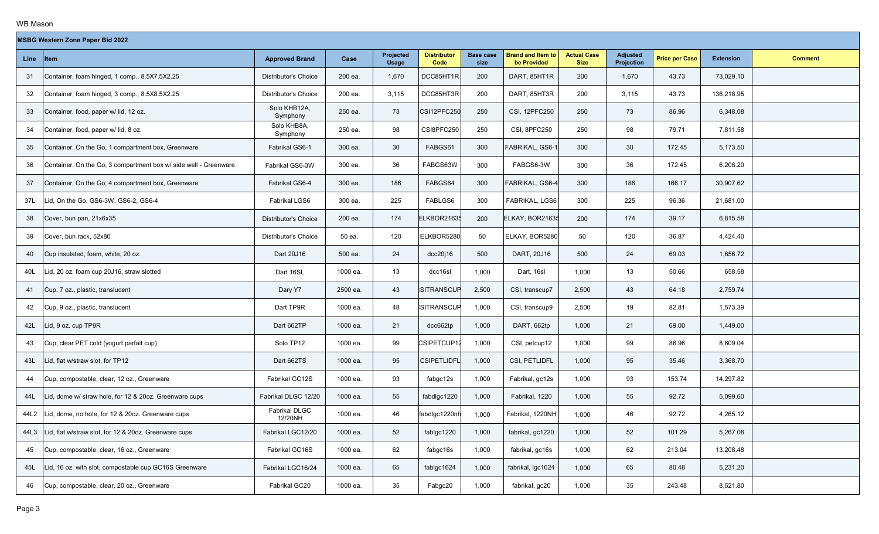WB Mason

| MSBG Western Zone Paper Bid 2022 | | | | | | | | | | | | |
|---|---|---|---|---|---|---|---|---|---|---|---|---|
| **Line** | **Item** | **Approved Brand** | **Case** | **Projected Usage** | **Distributor Code** | **Base case size** | **Brand and Item to be Provided** | **Actual Case Size** | **Adjusted Projection** | **Price per Case** | **Extension** | **Comment** |
| 31 | Container, foam hinged, 1 comp., 8.5X7.5X2.25 | Distributor's Choice | 200 ea. | 1,670 | DCC85HT1R | 200 | DART, 85HT1R | 200 | 1,670 | 43.73 | 73,029.10 | |
| 32 | Container, foam hinged, 3 comp., 8.5X8.5X2.25 | Distributor's Choice | 200 ea. | 3,115 | DCC85HT3R | 200 | DART, 85HT3R | 200 | 3,115 | 43.73 | 136,218.95 | |
| 33 | Container, food, paper w/ lid, 12 oz. | Solo KHB12A, Symphony | 250 ea. | 73 | CSI12PFC250 | 250 | CSI, 12PFC250 | 250 | 73 | 86.96 | 6,348.08 | |
| 34 | Container, food, paper w/ lid, 8 oz. | Solo KHB8A, Symphony | 250 ea. | 98 | CSI8PFC250 | 250 | CSI, 8PFC250 | 250 | 98 | 79.71 | 7,811.58 | |
| 35 | Container, On the Go, 1 compartment box, Greenware | Fabrikal GS6-1 | 300 ea. | 30 | FABGS61 | 300 | FABRIKAL, GS6-1 | 300 | 30 | 172.45 | 5,173.50 | |
| 36 | Container, On the Go, 3 compartment box w/ side well - Greenware | Fabrikal GS6-3W | 300 ea. | 36 | FABGS63W | 300 | FABGS6-3W | 300 | 36 | 172.45 | 6,208.20 | |
| 37 | Container, On the Go, 4 compartment box, Greenware | Fabrikal GS6-4 | 300 ea. | 186 | FABGS64 | 300 | FABRIKAL, GS6-4 | 300 | 186 | 166.17 | 30,907.62 | |
| 37L | Lid, On the Go, GS6-3W, GS6-2, GS6-4 | Fabrikal LGS6 | 300 ea. | 225 | FABLGS6 | 300 | FABRIKAL, LGS6 | 300 | 225 | 96.36 | 21,681.00 | |
| 38 | Cover, bun pan, 21x6x35 | Distributor's Choice | 200 ea. | 174 | ELKBOR21635 | 200 | ELKAY, BOR21635 | 200 | 174 | 39.17 | 6,815.58 | |
| 39 | Cover, bun rack, 52x80 | Distributor's Choice | 50 ea. | 120 | ELKBOR5280 | 50 | ELKAY, BOR5280 | 50 | 120 | 36.87 | 4,424.40 | |
| 40 | Cup insulated, foam, white, 20 oz. | Dart 20J16 | 500 ea. | 24 | dcc20j16 | 500 | DART, 20J16 | 500 | 24 | 69.03 | 1,656.72 | |
| 40L | Lid, 20 oz. foam cup 20J16, straw slotted | Dart 16SL | 1000 ea. | 13 | dcc16sl | 1,000 | Dart, 16sl | 1,000 | 13 | 50.66 | 658.58 | |
| 41 | Cup, 7 oz., plastic, translucent | Dary Y7 | 2500 ea. | 43 | CSITRANSCUP | 2,500 | CSI, transcup7 | 2,500 | 43 | 64.18 | 2,759.74 | |
| 42 | Cup, 9 oz., plastic, translucent | Dart TP9R | 1000 ea. | 48 | CSITRANSCUP | 1,000 | CSI, transcup9 | 2,500 | 19 | 82.81 | 1,573.39 | |
| 42L | Lid, 9 oz. cup TP9R | Dart 662TP | 1000 ea. | 21 | dcc662tp | 1,000 | DART, 662tp | 1,000 | 21 | 69.00 | 1,449.00 | |
| 43 | Cup, clear PET cold (yogurt parfait cup) | Solo TP12 | 1000 ea. | 99 | CSIPETCUP12 | 1,000 | CSI, petcup12 | 1,000 | 99 | 86.96 | 8,609.04 | |
| 43L | Lid, flat w/straw slot, for TP12 | Dart 662TS | 1000 ea. | 95 | CSIPETLIDFL | 1,000 | CSI, PETLIDFL | 1,000 | 95 | 35.46 | 3,368.70 | |
| 44 | Cup, compostable, clear, 12 oz., Greenware | Fabrikal GC12S | 1000 ea. | 93 | fabgc12s | 1,000 | Fabrikal, gc12s | 1,000 | 93 | 153.74 | 14,297.82 | |
| 44L | Lid, dome w/ straw hole, for 12 & 20oz. Greenware cups | Fabrikal DLGC 12/20 | 1000 ea. | 55 | fabdlgc1220 | 1,000 | Fabrikal, 1220 | 1,000 | 55 | 92.72 | 5,099.60 | |
| 44L2 | Lid, dome, no hole, for 12 & 20oz. Greenware cups | Fabrikal DLGC 12/20NH | 1000 ea. | 46 | fabdlgc1220nh | 1,000 | Fabrikal, 1220NH | 1,000 | 46 | 92.72 | 4,265.12 | |
| 44L3 | Lid, flat w/straw slot, for 12 & 20oz. Greenware cups | Fabrikal LGC12/20 | 1000 ea. | 52 | fablgc1220 | 1,000 | fabrikal, gc1220 | 1,000 | 52 | 101.29 | 5,267.08 | |
| 45 | Cup, compostable, clear, 16 oz., Greenware | Fabrikal GC16S | 1000 ea. | 62 | fabgc16s | 1,000 | fabrikal, gc16s | 1,000 | 62 | 213.04 | 13,208.48 | |
| 45L | Lid, 16 oz. with slot, compostable cup GC16S Greenware | Fabrikal LGC16/24 | 1000 ea. | 65 | fablgc1624 | 1,000 | fabrikal, lgc1624 | 1,000 | 65 | 80.48 | 5,231.20 | |
| 46 | Cup, compostable, clear, 20 oz., Greenware | Fabrikal GC20 | 1000 ea. | 35 | Fabgc20 | 1,000 | fabrikal, gc20 | 1,000 | 35 | 243.48 | 8,521.80 | |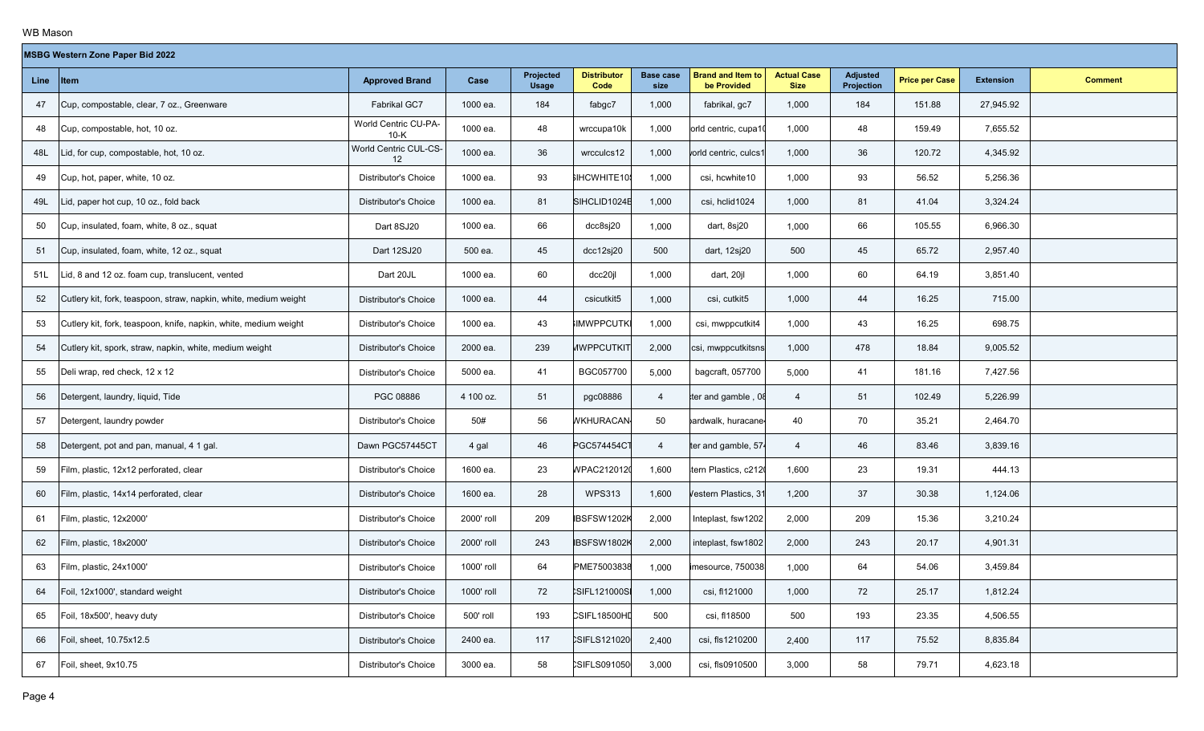WB Mason

| MSBG Western Zone Paper Bid 2022 | | | | | | | | | | | | |
|---|---|---|---|---|---|---|---|---|---|---|---|---|
| **Line** | **Item** | **Approved Brand** | **Case** | **Projected Usage** | **Distributor Code** | **Base case size** | **Brand and Item to be Provided** | **Actual Case Size** | **Adjusted Projection** | **Price per Case** | **Extension** | **Comment** |
| 47 | Cup, compostable, clear, 7 oz., Greenware | Fabrikal GC7 | 1000 ea. | 184 | fabgc7 | 1,000 | fabrikal, gc7 | 1,000 | 184 | 151.88 | 27,945.92 | |
| 48 | Cup, compostable, hot, 10 oz. | World Centric CU-PA-10-K | 1000 ea. | 48 | wrccupa10k | 1,000 | orld centric, cupa1( | 1,000 | 48 | 159.49 | 7,655.52 | |
| 48L | Lid, for cup, compostable, hot, 10 oz. | World Centric CUL-CS-12 | 1000 ea. | 36 | wrcculcs12 | 1,000 | vorld centric, culcs1 | 1,000 | 36 | 120.72 | 4,345.92 | |
| 49 | Cup, hot, paper, white, 10 oz. | Distributor's Choice | 1000 ea. | 93 | SIHCWHITE10 | 1,000 | csi, hcwhite10 | 1,000 | 93 | 56.52 | 5,256.36 | |
| 49L | Lid, paper hot cup, 10 oz., fold back | Distributor's Choice | 1000 ea. | 81 | SIHCLID1024E | 1,000 | csi, hclid1024 | 1,000 | 81 | 41.04 | 3,324.24 | |
| 50 | Cup, insulated, foam, white, 8 oz., squat | Dart 8SJ20 | 1000 ea. | 66 | dcc8sj20 | 1,000 | dart, 8sj20 | 1,000 | 66 | 105.55 | 6,966.30 | |
| 51 | Cup, insulated, foam, white, 12 oz., squat | Dart 12SJ20 | 500 ea. | 45 | dcc12sj20 | 500 | dart, 12sj20 | 500 | 45 | 65.72 | 2,957.40 | |
| 51L | Lid, 8 and 12 oz. foam cup, translucent, vented | Dart 20JL | 1000 ea. | 60 | dcc20jl | 1,000 | dart, 20jl | 1,000 | 60 | 64.19 | 3,851.40 | |
| 52 | Cutlery kit, fork, teaspoon, straw, napkin, white, medium weight | Distributor's Choice | 1000 ea. | 44 | csicutkit5 | 1,000 | csi, cutkit5 | 1,000 | 44 | 16.25 | 715.00 | |
| 53 | Cutlery kit, fork, teaspoon, knife, napkin, white, medium weight | Distributor's Choice | 1000 ea. | 43 | SIMWPPCUTKI | 1,000 | csi, mwppcutkit4 | 1,000 | 43 | 16.25 | 698.75 | |
| 54 | Cutlery kit, spork, straw, napkin, white, medium weight | Distributor's Choice | 2000 ea. | 239 | MWPPCUTKIT | 2,000 | csi, mwppcutkitsns | 1,000 | 478 | 18.84 | 9,005.52 | |
| 55 | Deli wrap, red check, 12 x 12 | Distributor's Choice | 5000 ea. | 41 | BGC057700 | 5,000 | bagcraft, 057700 | 5,000 | 41 | 181.16 | 7,427.56 | |
| 56 | Detergent, laundry, liquid, Tide | PGC 08886 | 4 100 oz. | 51 | pgc08886 | 4 | ter and gamble , 08 | 4 | 51 | 102.49 | 5,226.99 | |
| 57 | Detergent, laundry powder | Distributor's Choice | 50# | 56 | WKHURACAN | 50 | bardwalk, huracane | 40 | 70 | 35.21 | 2,464.70 | |
| 58 | Detergent, pot and pan, manual, 4 1 gal. | Dawn PGC57445CT | 4 gal | 46 | PGC574454CT | 4 | ter and gamble, 57 | 4 | 46 | 83.46 | 3,839.16 | |
| 59 | Film, plastic, 12x12 perforated, clear | Distributor's Choice | 1600 ea. | 23 | WPAC2120120 | 1,600 | tern Plastics, c212( | 1,600 | 23 | 19.31 | 444.13 | |
| 60 | Film, plastic, 14x14 perforated, clear | Distributor's Choice | 1600 ea. | 28 | WPS313 | 1,600 | Western Plastics, 31 | 1,200 | 37 | 30.38 | 1,124.06 | |
| 61 | Film, plastic, 12x2000' | Distributor's Choice | 2000' roll | 209 | IBSFSW1202K | 2,000 | Inteplast, fsw1202 | 2,000 | 209 | 15.36 | 3,210.24 | |
| 62 | Film, plastic, 18x2000' | Distributor's Choice | 2000' roll | 243 | IBSFSW1802K | 2,000 | inteplast, fsw1802 | 2,000 | 243 | 20.17 | 4,901.31 | |
| 63 | Film, plastic, 24x1000' | Distributor's Choice | 1000' roll | 64 | PME75003838 | 1,000 | imesource, 750038 | 1,000 | 64 | 54.06 | 3,459.84 | |
| 64 | Foil, 12x1000', standard weight | Distributor's Choice | 1000' roll | 72 | CSIFL121000SI | 1,000 | csi, fl121000 | 1,000 | 72 | 25.17 | 1,812.24 | |
| 65 | Foil, 18x500', heavy duty | Distributor's Choice | 500' roll | 193 | CSIFL18500HD | 500 | csi, fl18500 | 500 | 193 | 23.35 | 4,506.55 | |
| 66 | Foil, sheet, 10.75x12.5 | Distributor's Choice | 2400 ea. | 117 | CSIFLS121020 | 2,400 | csi, fls1210200 | 2,400 | 117 | 75.52 | 8,835.84 | |
| 67 | Foil, sheet, 9x10.75 | Distributor's Choice | 3000 ea. | 58 | CSIFLS091050 | 3,000 | csi, fls0910500 | 3,000 | 58 | 79.71 | 4,623.18 | |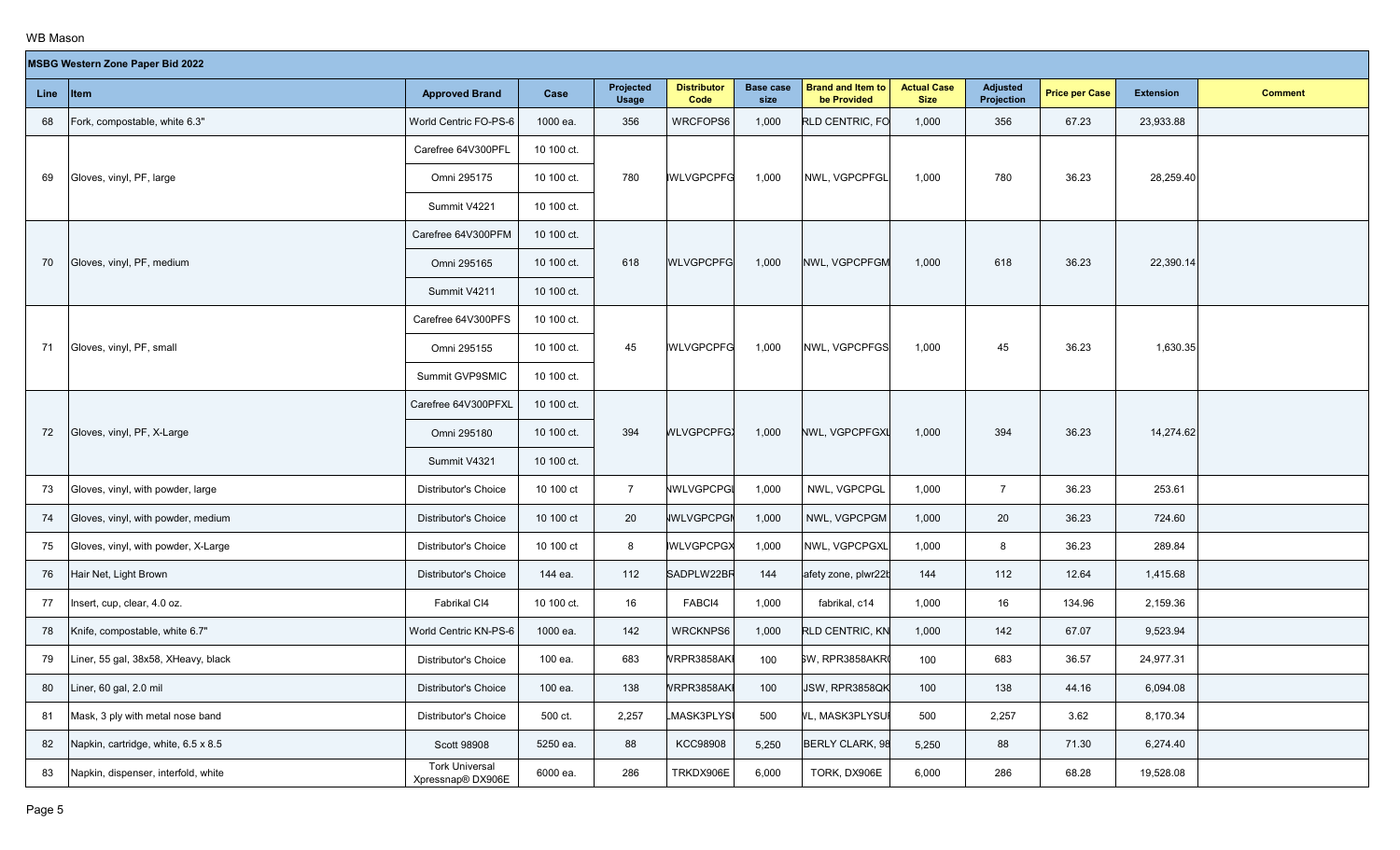WB Mason

**MSBG Western Zone Paper Bid 2022**

| Line | Item | Approved Brand | Case | Projected Usage | Distributor Code | Base case size | Brand and Item to be Provided | Actual Case Size | Adjusted Projection | Price per Case | Extension | Comment |
|---|---|---|---|---|---|---|---|---|---|---|---|---|
| 68 | Fork, compostable, white 6.3" | World Centric FO-PS-6 | 1000 ea. | 356 | WRCFOPS6 | 1,000 | RLD CENTRIC, FO | 1,000 | 356 | 67.23 | 23,933.88 | |
| 69 | Gloves, vinyl, PF, large | Carefree 64V300PFL | 10 100 ct. | 780 | WLVGPCPFG | 1,000 | NWL, VGPCPFGL | 1,000 | 780 | 36.23 | 28,259.40 | |
| | | Omni 295175 | 10 100 ct. | | | | | | | | | |
| | | Summit V4221 | 10 100 ct. | | | | | | | | | |
| 70 | Gloves, vinyl, PF, medium | Carefree 64V300PFM | 10 100 ct. | 618 | WLVGPCPFG | 1,000 | NWL, VGPCPFGM | 1,000 | 618 | 36.23 | 22,390.14 | |
| | | Omni 295165 | 10 100 ct. | | | | | | | | | |
| | | Summit V4211 | 10 100 ct. | | | | | | | | | |
| 71 | Gloves, vinyl, PF, small | Carefree 64V300PFS | 10 100 ct. | 45 | WLVGPCPFG | 1,000 | NWL, VGPCPFGS | 1,000 | 45 | 36.23 | 1,630.35 | |
| | | Omni 295155 | 10 100 ct. | | | | | | | | | |
| | | Summit GVP9SMIC | 10 100 ct. | | | | | | | | | |
| 72 | Gloves, vinyl, PF, X-Large | Carefree 64V300PFXL | 10 100 ct. | 394 | WLVGPCPFG) | 1,000 | NWL, VGPCPFGXL | 1,000 | 394 | 36.23 | 14,274.62 | |
| | | Omni 295180 | 10 100 ct. | | | | | | | | | |
| | | Summit V4321 | 10 100 ct. | | | | | | | | | |
| 73 | Gloves, vinyl, with powder, large | Distributor's Choice | 10 100 ct | 7 | NWLVGPCPGI | 1,000 | NWL, VGPCPGL | 1,000 | 7 | 36.23 | 253.61 | |
| 74 | Gloves, vinyl, with powder, medium | Distributor's Choice | 10 100 ct | 20 | NWLVGPCPGI | 1,000 | NWL, VGPCPGM | 1,000 | 20 | 36.23 | 724.60 | |
| 75 | Gloves, vinyl, with powder, X-Large | Distributor's Choice | 10 100 ct | 8 | NWLVGPCPGX | 1,000 | NWL, VGPCPGXL | 1,000 | 8 | 36.23 | 289.84 | |
| 76 | Hair Net, Light Brown | Distributor's Choice | 144 ea. | 112 | SADPLW22BR | 144 | afety zone, plwr22b | 144 | 112 | 12.64 | 1,415.68 | |
| 77 | Insert, cup, clear, 4.0 oz. | Fabrikal CI4 | 10 100 ct. | 16 | FABCI4 | 1,000 | fabrikal, c14 | 1,000 | 16 | 134.96 | 2,159.36 | |
| 78 | Knife, compostable, white 6.7" | World Centric KN-PS-6 | 1000 ea. | 142 | WRCKNPS6 | 1,000 | RLD CENTRIC, KN | 1,000 | 142 | 67.07 | 9,523.94 | |
| 79 | Liner, 55 gal, 38x58, XHeavy, black | Distributor's Choice | 100 ea. | 683 | VRPR3858AKI | 100 | SW, RPR3858AKR | 100 | 683 | 36.57 | 24,977.31 | |
| 80 | Liner, 60 gal, 2.0 mil | Distributor's Choice | 100 ea. | 138 | VRPR3858AKI | 100 | JSW, RPR3858QK | 100 | 138 | 44.16 | 6,094.08 | |
| 81 | Mask, 3 ply with metal nose band | Distributor's Choice | 500 ct. | 2,257 | MASK3PLYSI | 500 | VL, MASK3PLYSUI | 500 | 2,257 | 3.62 | 8,170.34 | |
| 82 | Napkin, cartridge, white, 6.5 x 8.5 | Scott 98908 | 5250 ea. | 88 | KCC98908 | 5,250 | BERLY CLARK, 98 | 5,250 | 88 | 71.30 | 6,274.40 | |
| 83 | Napkin, dispenser, interfold, white | Tork Universal Xpressnap® DX906E | 6000 ea. | 286 | TRKDX906E | 6,000 | TORK, DX906E | 6,000 | 286 | 68.28 | 19,528.08 | |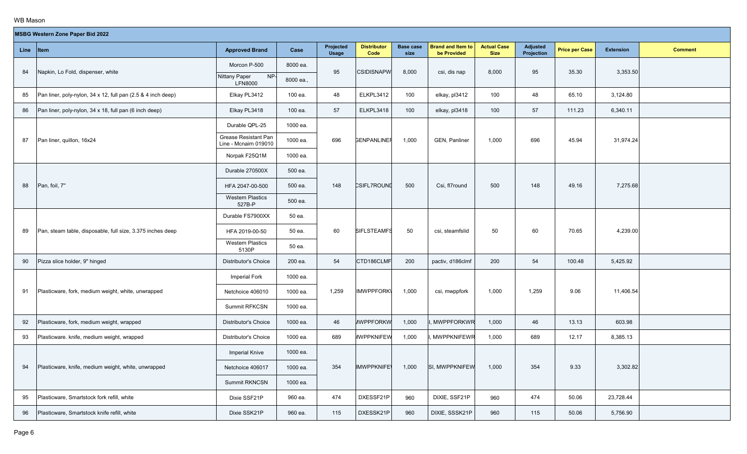WB Mason

| MSBG Western Zone Paper Bid 2022 | | | | | | | | | | | | |
|---|---|---|---|---|---|---|---|---|---|---|---|---|
| **Line** | **Item** | **Approved Brand** | **Case** | **Projected Usage** | **Distributor Code** | **Base case size** | **Brand and Item to be Provided** | **Actual Case Size** | **Adjusted Projection** | **Price per Case** | **Extension** | **Comment** |
| 84 | Napkin, Lo Fold, dispenser, white | Morcon P-500 | 8000 ea. | 95 | CSIDISNAPW | 8,000 | csi, dis nap | 8,000 | 95 | 35.30 | 3,353.50 | |
| | | Nittany Paper NP-LFN8000 | 8000 ea., | | | | | | | | | |
| 85 | Pan liner, poly-nylon, 34 x 12, full pan (2.5 & 4 inch deep) | Elkay PL3412 | 100 ea. | 48 | ELKPL3412 | 100 | elkay, pl3412 | 100 | 48 | 65.10 | 3,124.80 | |
| 86 | Pan liner, poly-nylon, 34 x 18, full pan (6 inch deep) | Elkay PL3418 | 100 ea. | 57 | ELKPL3418 | 100 | elkay, pl3418 | 100 | 57 | 111.23 | 6,340.11 | |
| 87 | Pan liner, quillon, 16x24 | Durable QPL-25 | 1000 ea. | 696 | GENPANLINEF | 1,000 | GEN, Panliner | 1,000 | 696 | 45.94 | 31,974.24 | |
| | | Grease Resistant Pan Line - Mcnairn 019010 | 1000 ea. | | | | | | | | | |
| | | Norpak F25Q1M | 1000 ea. | | | | | | | | | |
| 88 | Pan, foil, 7" | Durable 270500X | 500 ea. | 148 | CSIFL7ROUND | 500 | Csi, fl7round | 500 | 148 | 49.16 | 7,275.68 | |
| | | HFA 2047-00-500 | 500 ea. | | | | | | | | | |
| | | Western Plastics 527B-P | 500 ea. | | | | | | | | | |
| 89 | Pan, steam table, disposable, full size, 3.375 inches deep | Durable FS7900XX | 50 ea. | 60 | SIFLSTEAMFS | 50 | csi, steamfslid | 50 | 60 | 70.65 | 4,239.00 | |
| | | HFA 2019-00-50 | 50 ea. | | | | | | | | | |
| | | Western Plastics 5130P | 50 ea. | | | | | | | | | |
| 90 | Pizza slice holder, 9" hinged | Distributor's Choice | 200 ea. | 54 | CTD186CLMF | 200 | pactiv, d186clmf | 200 | 54 | 100.48 | 5,425.92 | |
| 91 | Plasticware, fork, medium weight, white, unwrapped | Imperial Fork | 1000 ea. | 1,259 | IMWPPFORK\ | 1,000 | csi, mwppfork | 1,000 | 1,259 | 9.06 | 11,406.54 | |
| | | Netchoice 406010 | 1000 ea. | | | | | | | | | |
| | | Summit RFKCSN | 1000 ea. | | | | | | | | | |
| 92 | Plasticware, fork, medium weight, wrapped | Distributor's Choice | 1000 ea. | 46 | MWPPFORKW | 1,000 | I, MWPPFORKWR | 1,000 | 46 | 13.13 | 603.98 | |
| 93 | Plasticware. knife, medium weight, wrapped | Distributor's Choice | 1000 ea. | 689 | MWPPKNIFEW | 1,000 | I, MWPPKNIFEWR | 1,000 | 689 | 12.17 | 8,385.13 | |
| 94 | Plasticware, knife, medium weight, white, unwrapped | Imperial Knive | 1000 ea. | 354 | IMWPPKNIFE\ | 1,000 | SI, MWPPKNIFEW | 1,000 | 354 | 9.33 | 3,302.82 | |
| | | Netchoice 406017 | 1000 ea. | | | | | | | | | |
| | | Summit RKNCSN | 1000 ea. | | | | | | | | | |
| 95 | Plasticware, Smartstock fork refill, white | Dixie SSF21P | 960 ea. | 474 | DXESSF21P | 960 | DIXIE, SSF21P | 960 | 474 | 50.06 | 23,728.44 | |
| 96 | Plasticware, Smartstock knife refill, white | Dixie SSK21P | 960 ea. | 115 | DXESSK21P | 960 | DIXIE, SSSK21P | 960 | 115 | 50.06 | 5,756.90 | |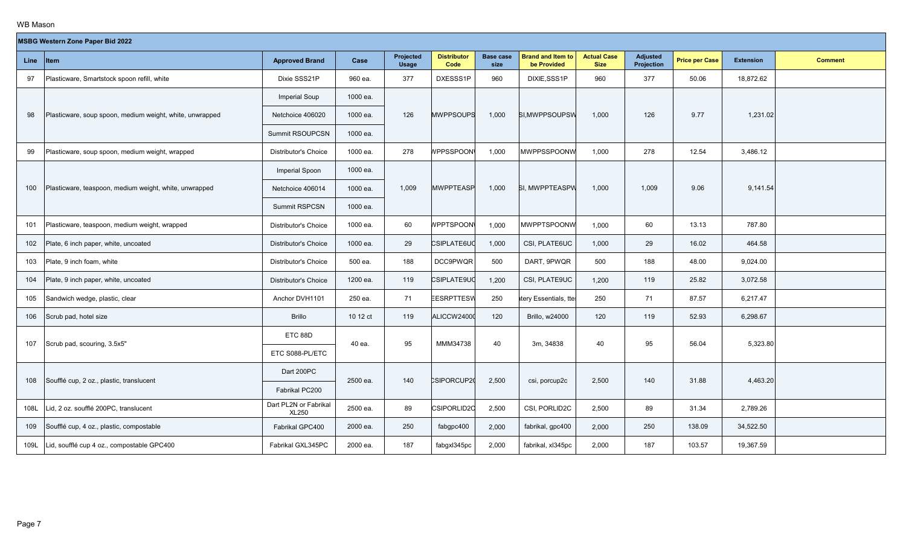WB Mason

**MSBG Western Zone Paper Bid 2022**

| Line | Item | Approved Brand | Case | Projected Usage | Distributor Code | Base case size | Brand and Item to be Provided | Actual Case Size | Adjusted Projection | Price per Case | Extension | Comment |
|---|---|---|---|---|---|---|---|---|---|---|---|---|
| 97 | Plasticware, Smartstock spoon refill, white | Dixie SSS21P | 960 ea. | 377 | DXESSS1P | 960 | DIXIE,SSS1P | 960 | 377 | 50.06 | 18,872.62 | |
| 98 | Plasticware, soup spoon, medium weight, white, unwrapped | Imperial Soup | 1000 ea. | 126 | MWPPSOUPS | 1,000 | SI,MWPPSOUPSW | 1,000 | 126 | 9.77 | 1,231.02 | |
| | | Netchoice 406020 | 1000 ea. | | | | | | | | | |
| | | Summit RSOUPCSN | 1000 ea. | | | | | | | | | |
| 99 | Plasticware, soup spoon, medium weight, wrapped | Distributor's Choice | 1000 ea. | 278 | WPPSSPOON | 1,000 | MWPPSSPOONW | 1,000 | 278 | 12.54 | 3,486.12 | |
| 100 | Plasticware, teaspoon, medium weight, white, unwrapped | Imperial Spoon | 1000 ea. | 1,009 | MWPPTEASP | 1,000 | SI, MWPPTEASPW | 1,000 | 1,009 | 9.06 | 9,141.54 | |
| | | Netchoice 406014 | 1000 ea. | | | | | | | | | |
| | | Summit RSPCSN | 1000 ea. | | | | | | | | | |
| 101 | Plasticware, teaspoon, medium weight, wrapped | Distributor's Choice | 1000 ea. | 60 | WPPTSPOON | 1,000 | MWPPTSPOONW | 1,000 | 60 | 13.13 | 787.80 | |
| 102 | Plate, 6 inch paper, white, uncoated | Distributor's Choice | 1000 ea. | 29 | CSIPLATE6UC | 1,000 | CSI, PLATE6UC | 1,000 | 29 | 16.02 | 464.58 | |
| 103 | Plate, 9 inch foam, white | Distributor's Choice | 500 ea. | 188 | DCC9PWQR | 500 | DART, 9PWQR | 500 | 188 | 48.00 | 9,024.00 | |
| 104 | Plate, 9 inch paper, white, uncoated | Distributor's Choice | 1200 ea. | 119 | CSIPLATE9UC | 1,200 | CSI, PLATE9UC | 1,200 | 119 | 25.82 | 3,072.58 | |
| 105 | Sandwich wedge, plastic, clear | Anchor DVH1101 | 250 ea. | 71 | EESRPTTESW | 250 | tery Essentials, tte | 250 | 71 | 87.57 | 6,217.47 | |
| 106 | Scrub pad, hotel size | Brillo | 10 12 ct | 119 | ALICCW24000 | 120 | Brillo, w24000 | 120 | 119 | 52.93 | 6,298.67 | |
| 107 | Scrub pad, scouring, 3.5x5" | ETC 88D | 40 ea. | 95 | MMM34738 | 40 | 3m, 34838 | 40 | 95 | 56.04 | 5,323.80 | |
| | | ETC S088-PL/ETC | | | | | | | | | | |
| 108 | Soufflé cup, 2 oz., plastic, translucent | Dart 200PC | 2500 ea. | 140 | CSIPORCUP2C | 2,500 | csi, porcup2c | 2,500 | 140 | 31.88 | 4,463.20 | |
| | | Fabrikal PC200 | | | | | | | | | | |
| 108L | Lid, 2 oz. soufflé 200PC, translucent | Dart PL2N or Fabrikal XL250 | 2500 ea. | 89 | CSIPORLID2C | 2,500 | CSI, PORLID2C | 2,500 | 89 | 31.34 | 2,789.26 | |
| 109 | Soufflé cup, 4 oz., plastic, compostable | Fabrikal GPC400 | 2000 ea. | 250 | fabgpc400 | 2,000 | fabrikal, gpc400 | 2,000 | 250 | 138.09 | 34,522.50 | |
| 109L | Lid, soufflé cup 4 oz., compostable GPC400 | Fabrikal GXL345PC | 2000 ea. | 187 | fabgxl345pc | 2,000 | fabrikal, xl345pc | 2,000 | 187 | 103.57 | 19,367.59 | |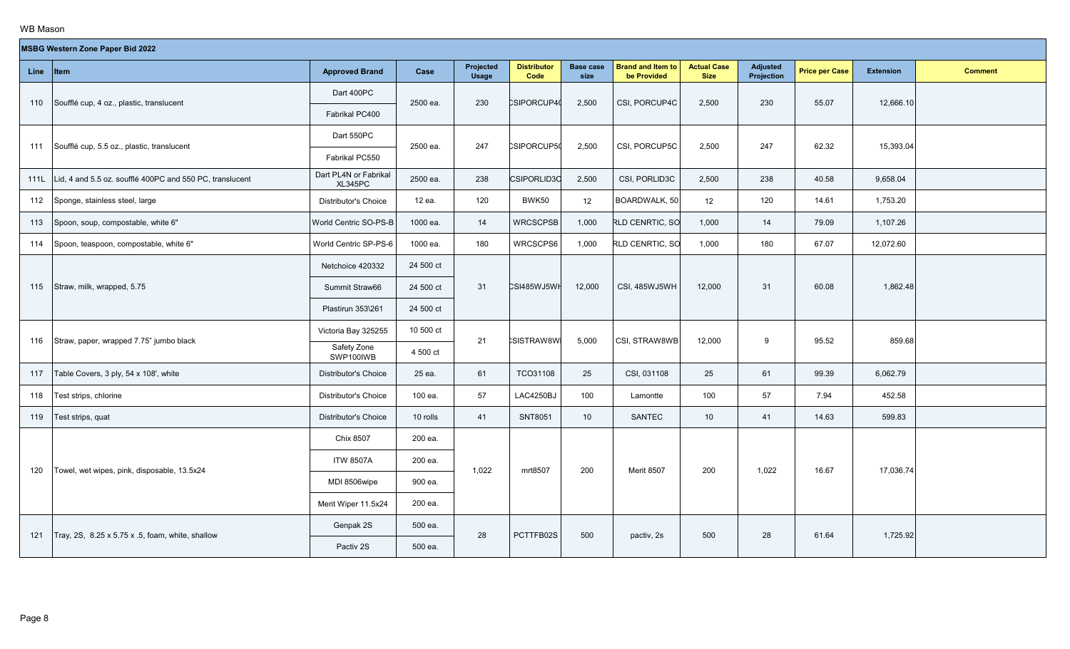WB Mason

| MSBG Western Zone Paper Bid 2022 | | | | | | | | | | | | | |
|---|---|---|---|---|---|---|---|---|---|---|---|---|---|
| Line | Item | Approved Brand | Case | Projected Usage | Distributor Code | Base case size | Brand and Item to be Provided | Actual Case Size | Adjusted Projection | Price per Case | Extension | Comment |
| 110 | Soufflé cup, 4 oz., plastic, translucent | Dart 400PC<br>Fabrikal PC400 | 2500 ea. | 230 | CSIPORCUP4C | 2,500 | CSI, PORCUP4C | 2,500 | 230 | 55.07 | 12,666.10 | |
| 111 | Soufflé cup, 5.5 oz., plastic, translucent | Dart 550PC<br>Fabrikal PC550 | 2500 ea. | 247 | CSIPORCUP5C | 2,500 | CSI, PORCUP5C | 2,500 | 247 | 62.32 | 15,393.04 | |
| 111L | Lid, 4 and 5.5 oz. soufflé 400PC and 550 PC, translucent | Dart PL4N or Fabrikal XL345PC | 2500 ea. | 238 | CSIPORLID3C | 2,500 | CSI, PORLID3C | 2,500 | 238 | 40.58 | 9,658.04 | |
| 112 | Sponge, stainless steel, large | Distributor's Choice | 12 ea. | 120 | BWK50 | 12 | BOARDWALK, 50 | 12 | 120 | 14.61 | 1,753.20 | |
| 113 | Spoon, soup, compostable, white 6" | World Centric SO-PS-B | 1000 ea. | 14 | WRCSCPSB | 1,000 | RLD CENRTIC, SO | 1,000 | 14 | 79.09 | 1,107.26 | |
| 114 | Spoon, teaspoon, compostable, white 6" | World Centric SP-PS-6 | 1000 ea. | 180 | WRCSCPS6 | 1,000 | RLD CENRTIC, SO | 1,000 | 180 | 67.07 | 12,072.60 | |
| 115 | Straw, milk, wrapped, 5.75 | Netchoice 420332<br>Summit Straw66<br>Plastirun 353\261 | 24 500 ct<br>24 500 ct<br>24 500 ct | 31 | CSI485WJ5WH | 12,000 | CSI, 485WJ5WH | 12,000 | 31 | 60.08 | 1,862.48 | |
| 116 | Straw, paper, wrapped 7.75" jumbo black | Victoria Bay 325255<br>Safety Zone SWP100IWB | 10 500 ct<br>4 500 ct | 21 | CSISTRAW8WB | 5,000 | CSI, STRAW8WB | 12,000 | 9 | 95.52 | 859.68 | |
| 117 | Table Covers, 3 ply, 54 x 108', white | Distributor's Choice | 25 ea. | 61 | TCO31108 | 25 | CSI, 031108 | 25 | 61 | 99.39 | 6,062.79 | |
| 118 | Test strips, chlorine | Distributor's Choice | 100 ea. | 57 | LAC4250BJ | 100 | Lamontte | 100 | 57 | 7.94 | 452.58 | |
| 119 | Test strips, quat | Distributor's Choice | 10 rolls | 41 | SNT8051 | 10 | SANTEC | 10 | 41 | 14.63 | 599.83 | |
| 120 | Towel, wet wipes, pink, disposable, 13.5x24 | Chix 8507<br>ITW 8507A<br>MDI 8506wipe<br>Merit Wiper 11.5x24 | 200 ea.<br>200 ea.<br>900 ea.<br>200 ea. | 1,022 | mrt8507 | 200 | Merit 8507 | 200 | 1,022 | 16.67 | 17,036.74 | |
| 121 | Tray, 2S, 8.25 x 5.75 x .5, foam, white, shallow | Genpak 2S<br>Pactiv 2S | 500 ea.<br>500 ea. | 28 | PCTTFB02S | 500 | pactiv, 2s | 500 | 28 | 61.64 | 1,725.92 | |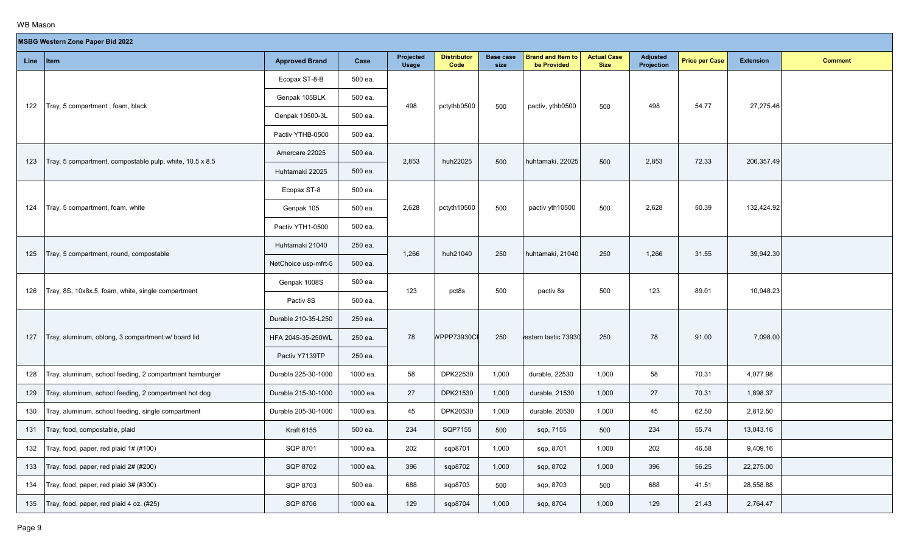WB Mason

| MSBG Western Zone Paper Bid 2022 | | | | | | | | | | | | | |
|---|---|---|---|---|---|---|---|---|---|---|---|---|---|
| **Line** | **Item** | **Approved Brand** | **Case** | **Projected Usage** | **Distributor Code** | **Base case size** | **Brand and Item to be Provided** | **Actual Case Size** | **Adjusted Projection** | **Price per Case** | **Extension** | **Comment** |
| 122 | Tray, 5 compartment , foam, black | Ecopax ST-8-B | 500 ea. | 498 | pctythb0500 | 500 | pactiv, ythb0500 | 500 | 498 | 54.77 | 27,275.46 | |
| | | Genpak 105BLK | 500 ea. | | | | | | | | | |
| | | Genpak 10500-3L | 500 ea. | | | | | | | | | |
| | | Pactiv YTHB-0500 | 500 ea. | | | | | | | | | |
| 123 | Tray, 5 compartment, compostable pulp, white, 10.5 x 8.5 | Amercare 22025 | 500 ea. | 2,853 | huh22025 | 500 | huhtamaki, 22025 | 500 | 2,853 | 72.33 | 206,357.49 | |
| | | Huhtamaki 22025 | 500 ea. | | | | | | | | | |
| 124 | Tray, 5 compartment, foam, white | Ecopax ST-8 | 500 ea. | 2,628 | pctyth10500 | 500 | pactiv yth10500 | 500 | 2,628 | 50.39 | 132,424.92 | |
| | | Genpak 105 | 500 ea. | | | | | | | | | |
| | | Pactiv YTH1-0500 | 500 ea. | | | | | | | | | |
| 125 | Tray, 5 compartment, round, compostable | Huhtamaki 21040 | 250 ea. | 1,266 | huh21040 | 250 | huhtamaki, 21040 | 250 | 1,266 | 31.55 | 39,942.30 | |
| | | NetChoice usp-mfrt-5 | 500 ea. | | | | | | | | | |
| 126 | Tray, 8S, 10x8x.5, foam, white, single compartment | Genpak 1008S | 500 ea. | 123 | pct8s | 500 | pactiv 8s | 500 | 123 | 89.01 | 10,948.23 | |
| | | Pactiv 8S | 500 ea. | | | | | | | | | |
| 127 | Tray, aluminum, oblong, 3 compartment w/ board lid | Durable 210-35-L250 | 250 ea. | 78 | WPPP73930CF | 250 | western lastic 73930 | 250 | 78 | 91.00 | 7,098.00 | |
| | | HFA 2045-35-250WL | 250 ea. | | | | | | | | | |
| | | Pactiv Y7139TP | 250 ea. | | | | | | | | | |
| 128 | Tray, aluminum, school feeding, 2 compartment hamburger | Durable 225-30-1000 | 1000 ea. | 58 | DPK22530 | 1,000 | durable, 22530 | 1,000 | 58 | 70.31 | 4,077.98 | |
| 129 | Tray, aluminum, school feeding, 2 compartment hot dog | Durable 215-30-1000 | 1000 ea. | 27 | DPK21530 | 1,000 | durable, 21530 | 1,000 | 27 | 70.31 | 1,898.37 | |
| 130 | Tray, aluminum, school feeding, single compartment | Durable 205-30-1000 | 1000 ea. | 45 | DPK20530 | 1,000 | durable, 20530 | 1,000 | 45 | 62.50 | 2,812.50 | |
| 131 | Tray, food, compostable, plaid | Kraft 6155 | 500 ea. | 234 | SQP7155 | 500 | sqp, 7155 | 500 | 234 | 55.74 | 13,043.16 | |
| 132 | Tray, food, paper, red plaid 1# (#100) | SQP 8701 | 1000 ea. | 202 | sqp8701 | 1,000 | sqp, 8701 | 1,000 | 202 | 46.58 | 9,409.16 | |
| 133 | Tray, food, paper, red plaid 2# (#200) | SQP 8702 | 1000 ea. | 396 | sqp8702 | 1,000 | sqp, 8702 | 1,000 | 396 | 56.25 | 22,275.00 | |
| 134 | Tray, food, paper, red plaid 3# (#300) | SQP 8703 | 500 ea. | 688 | sqp8703 | 500 | sqp, 8703 | 500 | 688 | 41.51 | 28,558.88 | |
| 135 | Tray, food, paper, red plaid 4 oz. (#25) | SQP 8706 | 1000 ea. | 129 | sqp8704 | 1,000 | sqp, 8704 | 1,000 | 129 | 21.43 | 2,764.47 | |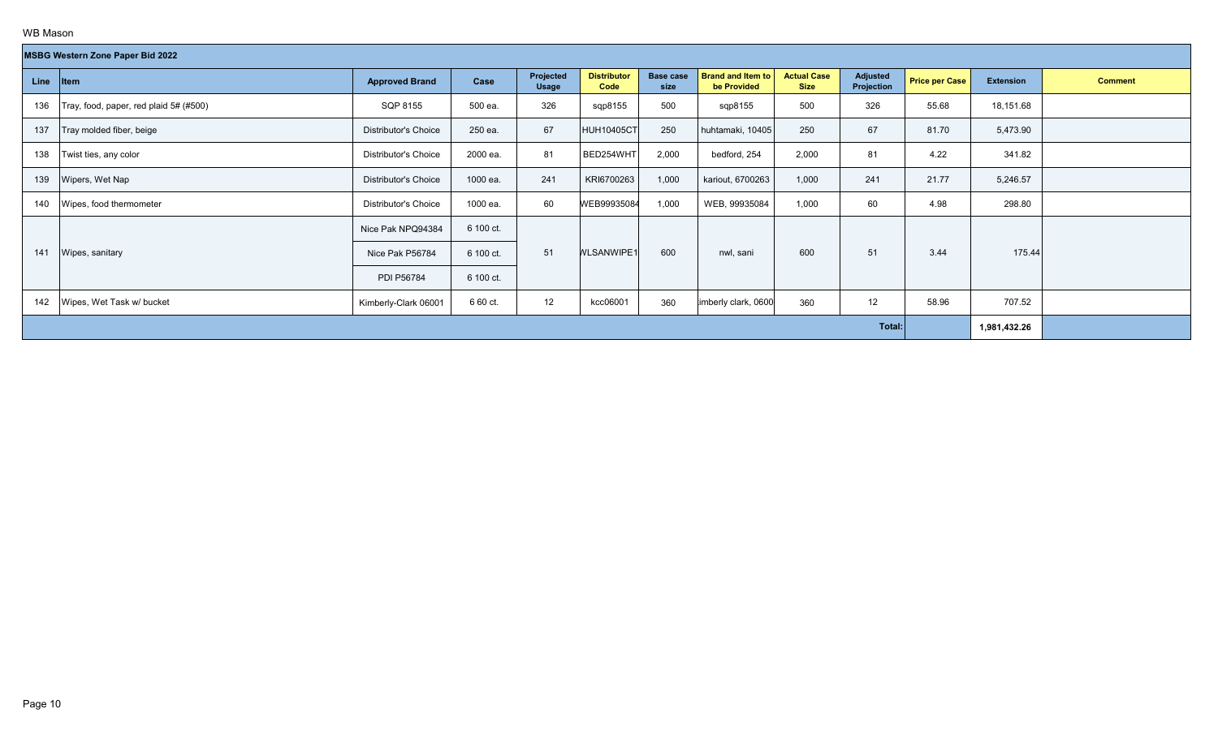WB Mason

**MSBG Western Zone Paper Bid 2022**

| Line | Item | Approved Brand | Case | Projected Usage | Distributor Code | Base case size | Brand and Item to be Provided | Actual Case Size | Adjusted Projection | Price per Case | Extension | Comment |
|---|---|---|---|---|---|---|---|---|---|---|---|---|
| 136 | Tray, food, paper, red plaid 5# (#500) | SQP 8155 | 500 ea. | 326 | sqp8155 | 500 | sqp8155 | 500 | 326 | 55.68 | 18,151.68 | |
| 137 | Tray molded fiber, beige | Distributor's Choice | 250 ea. | 67 | HUH10405CT | 250 | huhtamaki, 10405 | 250 | 67 | 81.70 | 5,473.90 | |
| 138 | Twist ties, any color | Distributor's Choice | 2000 ea. | 81 | BED254WHT | 2,000 | bedford, 254 | 2,000 | 81 | 4.22 | 341.82 | |
| 139 | Wipers, Wet Nap | Distributor's Choice | 1000 ea. | 241 | KRI6700263 | 1,000 | kariout, 6700263 | 1,000 | 241 | 21.77 | 5,246.57 | |
| 140 | Wipes, food thermometer | Distributor's Choice | 1000 ea. | 60 | WEB99935084 | 1,000 | WEB, 99935084 | 1,000 | 60 | 4.98 | 298.80 | |
| 141 | Wipes, sanitary | Nice Pak NPQ94384 | 6 100 ct. | 51 | WLSANWIPE1 | 600 | nwl, sani | 600 | 51 | 3.44 | 175.44 | |
| | | Nice Pak P56784 | 6 100 ct. | | | | | | | | | |
| | | PDI P56784 | 6 100 ct. | | | | | | | | | |
| 142 | Wipes, Wet Task w/ bucket | Kimberly-Clark 06001 | 6 60 ct. | 12 | kcc06001 | 360 | imberly clark, 0600 | 360 | 12 | 58.96 | 707.52 | |
| | | | | | | | | | Total: | | 1,981,432.26 | |